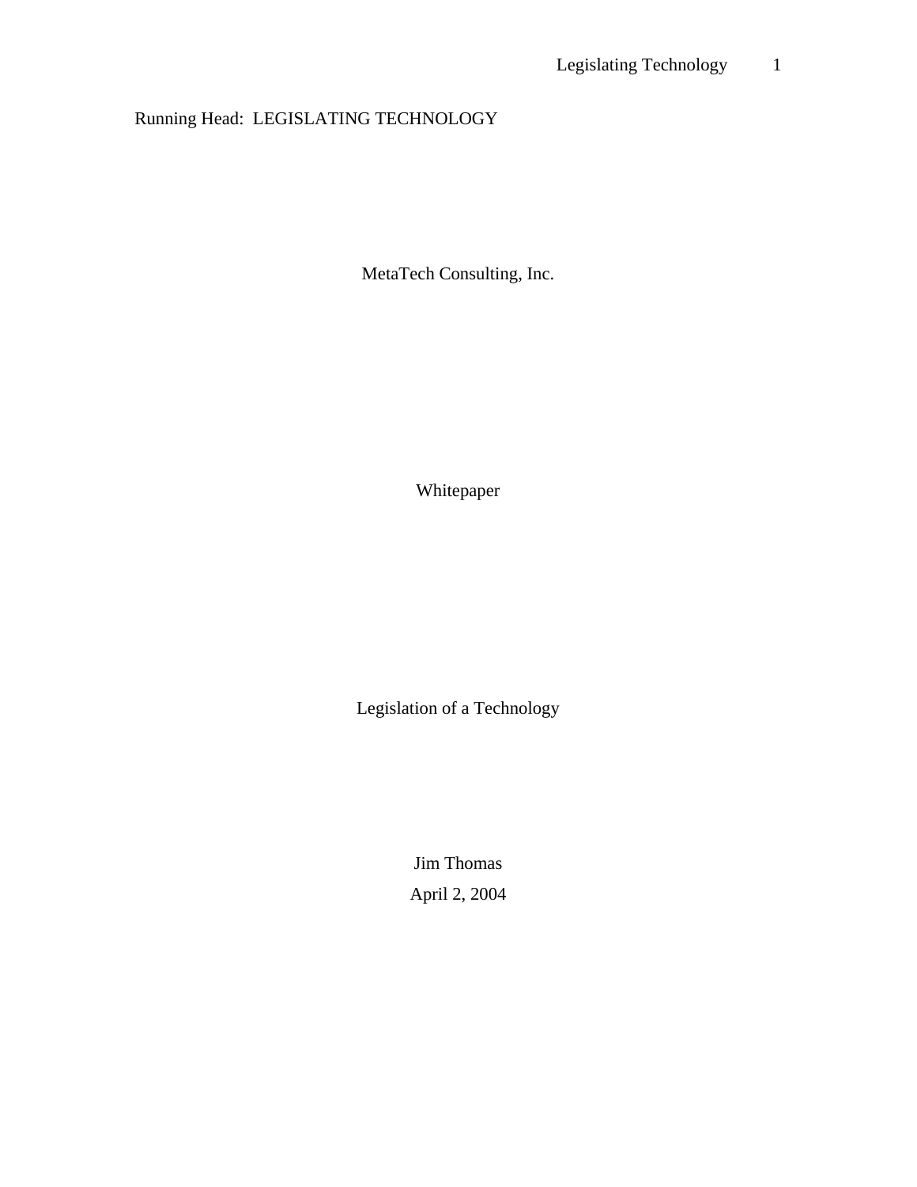Running Head: LEGISLATING TECHNOLOGY

MetaTech Consulting, Inc.

Whitepaper

Legislation of a Technology

Jim Thomas

April 2, 2004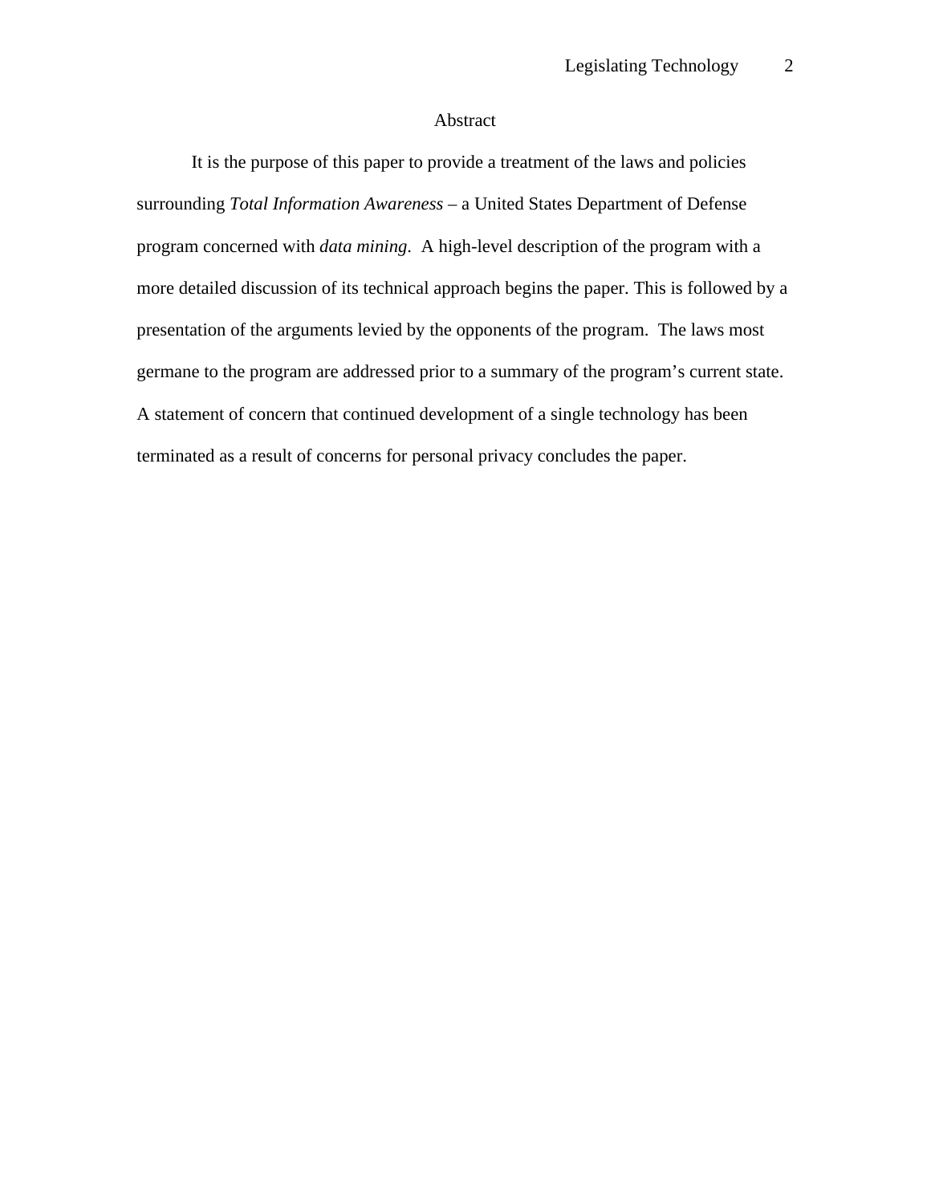# Abstract

It is the purpose of this paper to provide a treatment of the laws and policies surrounding *Total Information Awareness* – a United States Department of Defense program concerned with *data mining*. A high-level description of the program with a more detailed discussion of its technical approach begins the paper. This is followed by a presentation of the arguments levied by the opponents of the program. The laws most germane to the program are addressed prior to a summary of the program's current state. A statement of concern that continued development of a single technology has been terminated as a result of concerns for personal privacy concludes the paper.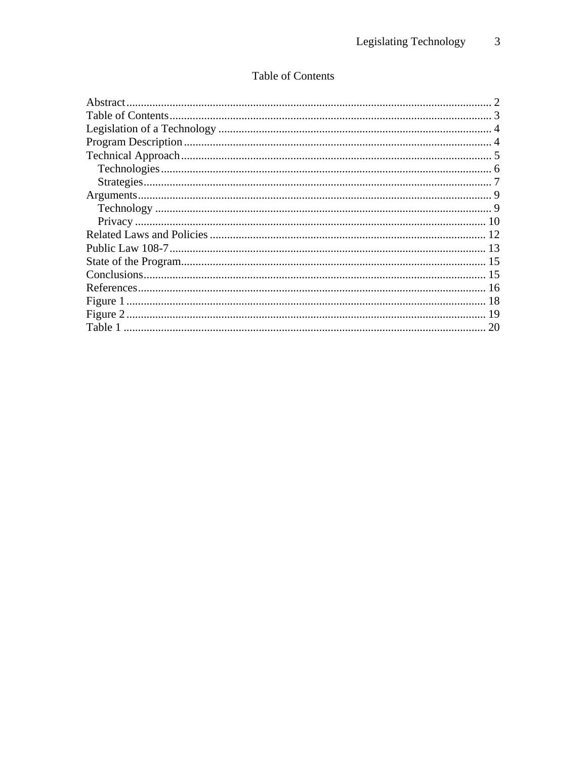# Table of Contents

Abstract .......... 2
Table of Contents .......... 3
Legislation of a Technology .......... 4
Program Description .......... 4
Technical Approach .......... 5
  Technologies .......... 6
  Strategies .......... 7
Arguments .......... 9
  Technology .......... 9
  Privacy .......... 10
Related Laws and Policies .......... 12
Public Law 108-7 .......... 13
State of the Program .......... 15
Conclusions .......... 15
References .......... 16
Figure 1 .......... 18
Figure 2 .......... 19
Table 1 .......... 20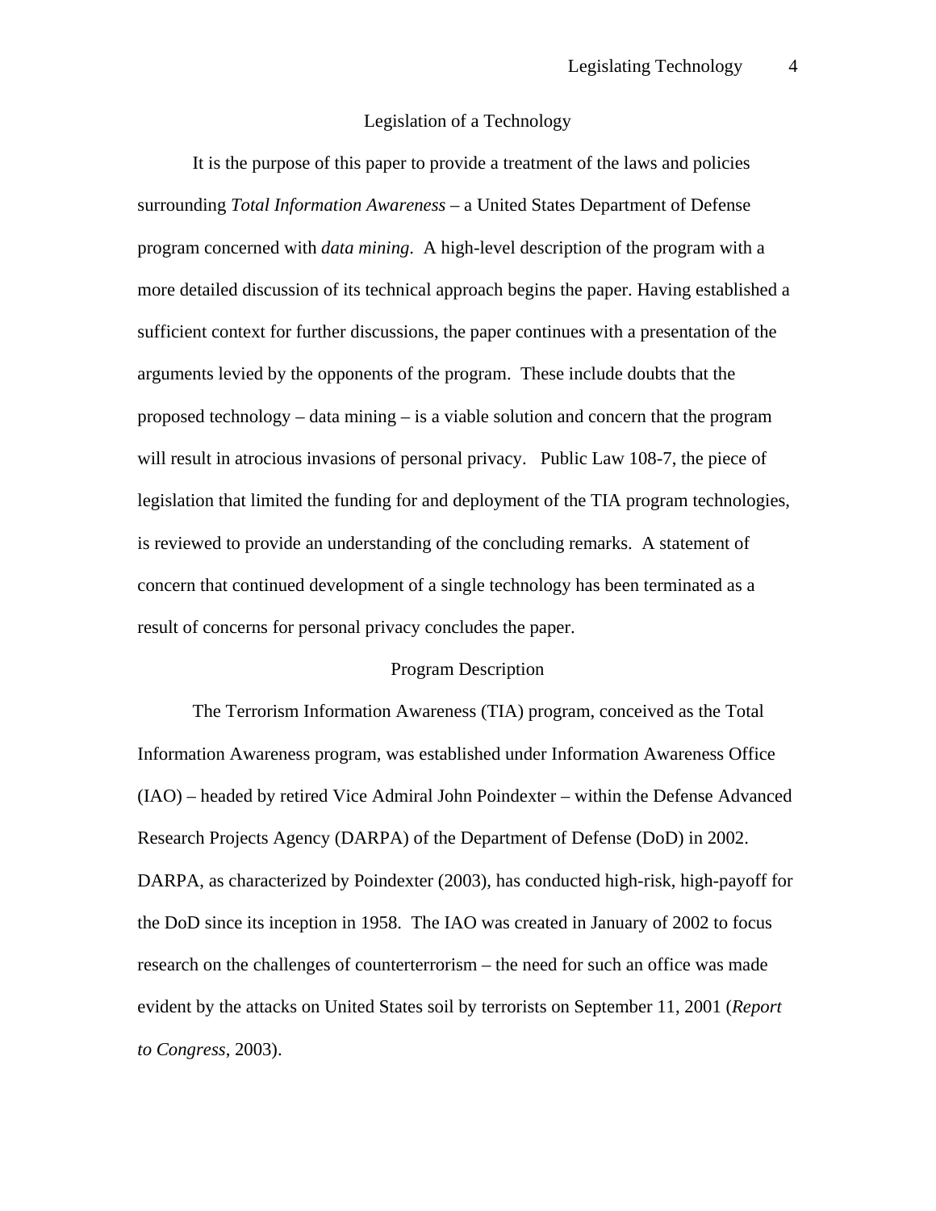## Legislation of a Technology

It is the purpose of this paper to provide a treatment of the laws and policies surrounding *Total Information Awareness* – a United States Department of Defense program concerned with *data mining*. A high-level description of the program with a more detailed discussion of its technical approach begins the paper. Having established a sufficient context for further discussions, the paper continues with a presentation of the arguments levied by the opponents of the program. These include doubts that the proposed technology – data mining – is a viable solution and concern that the program will result in atrocious invasions of personal privacy. Public Law 108-7, the piece of legislation that limited the funding for and deployment of the TIA program technologies, is reviewed to provide an understanding of the concluding remarks. A statement of concern that continued development of a single technology has been terminated as a result of concerns for personal privacy concludes the paper.

## Program Description

The Terrorism Information Awareness (TIA) program, conceived as the Total Information Awareness program, was established under Information Awareness Office (IAO) – headed by retired Vice Admiral John Poindexter – within the Defense Advanced Research Projects Agency (DARPA) of the Department of Defense (DoD) in 2002. DARPA, as characterized by Poindexter (2003), has conducted high-risk, high-payoff for the DoD since its inception in 1958. The IAO was created in January of 2002 to focus research on the challenges of counterterrorism – the need for such an office was made evident by the attacks on United States soil by terrorists on September 11, 2001 (*Report to Congress*, 2003).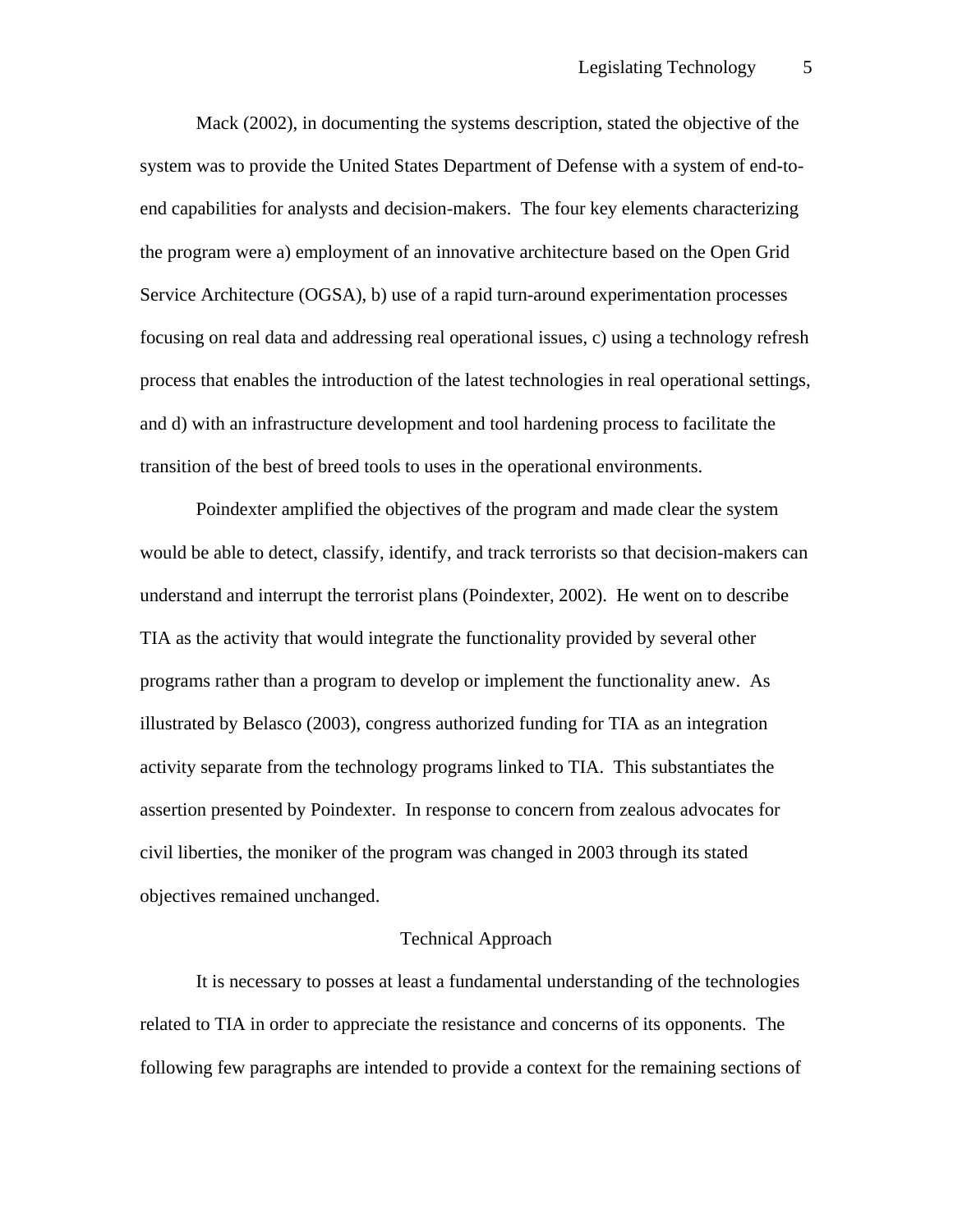Mack (2002), in documenting the systems description, stated the objective of the system was to provide the United States Department of Defense with a system of end-to-end capabilities for analysts and decision-makers. The four key elements characterizing the program were a) employment of an innovative architecture based on the Open Grid Service Architecture (OGSA), b) use of a rapid turn-around experimentation processes focusing on real data and addressing real operational issues, c) using a technology refresh process that enables the introduction of the latest technologies in real operational settings, and d) with an infrastructure development and tool hardening process to facilitate the transition of the best of breed tools to uses in the operational environments.

Poindexter amplified the objectives of the program and made clear the system would be able to detect, classify, identify, and track terrorists so that decision-makers can understand and interrupt the terrorist plans (Poindexter, 2002). He went on to describe TIA as the activity that would integrate the functionality provided by several other programs rather than a program to develop or implement the functionality anew. As illustrated by Belasco (2003), congress authorized funding for TIA as an integration activity separate from the technology programs linked to TIA. This substantiates the assertion presented by Poindexter. In response to concern from zealous advocates for civil liberties, the moniker of the program was changed in 2003 through its stated objectives remained unchanged.

## Technical Approach

It is necessary to posses at least a fundamental understanding of the technologies related to TIA in order to appreciate the resistance and concerns of its opponents. The following few paragraphs are intended to provide a context for the remaining sections of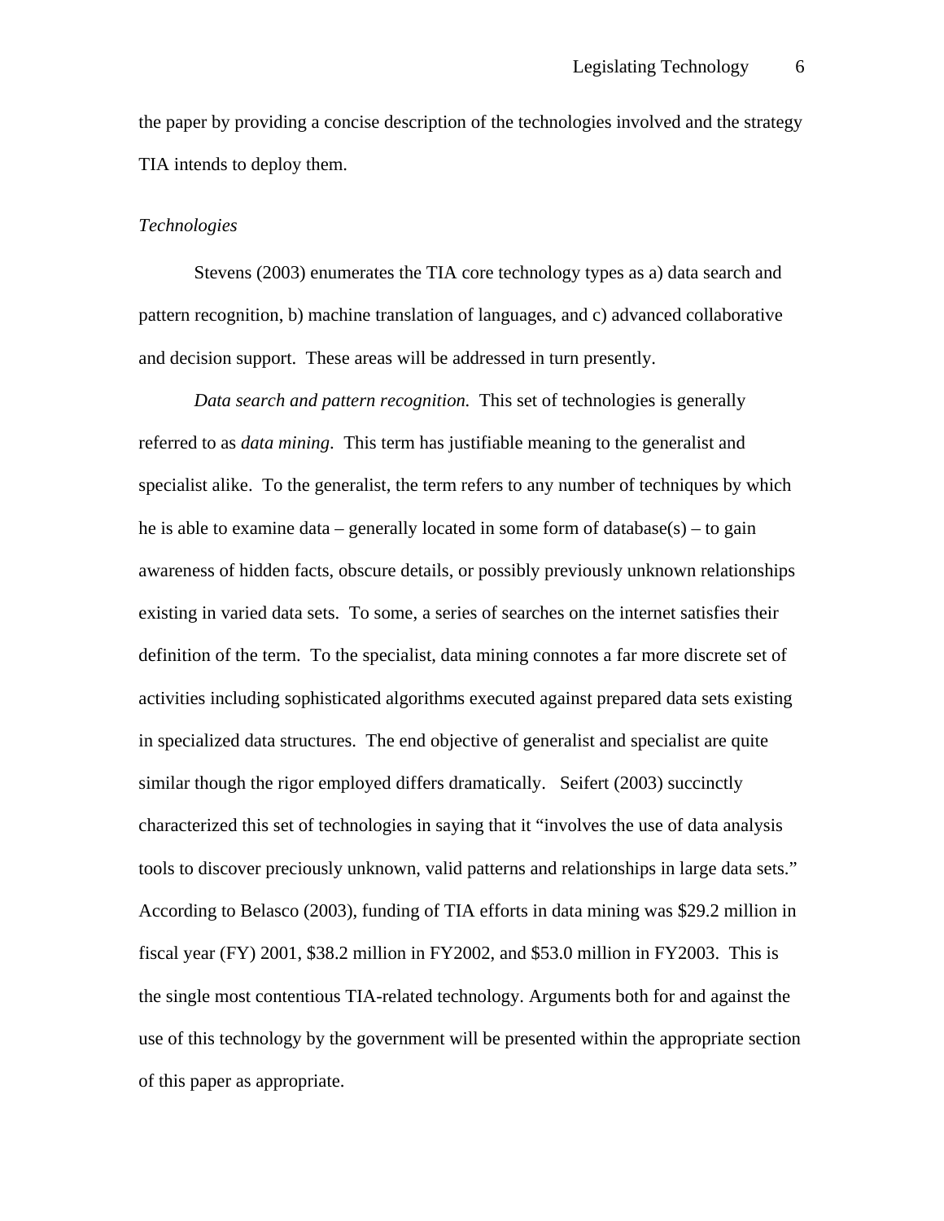the paper by providing a concise description of the technologies involved and the strategy TIA intends to deploy them.

### *Technologies*

Stevens (2003) enumerates the TIA core technology types as a) data search and pattern recognition, b) machine translation of languages, and c) advanced collaborative and decision support. These areas will be addressed in turn presently.

*Data search and pattern recognition.* This set of technologies is generally referred to as *data mining*. This term has justifiable meaning to the generalist and specialist alike. To the generalist, the term refers to any number of techniques by which he is able to examine data – generally located in some form of database(s) – to gain awareness of hidden facts, obscure details, or possibly previously unknown relationships existing in varied data sets. To some, a series of searches on the internet satisfies their definition of the term. To the specialist, data mining connotes a far more discrete set of activities including sophisticated algorithms executed against prepared data sets existing in specialized data structures. The end objective of generalist and specialist are quite similar though the rigor employed differs dramatically. Seifert (2003) succinctly characterized this set of technologies in saying that it "involves the use of data analysis tools to discover preciously unknown, valid patterns and relationships in large data sets." According to Belasco (2003), funding of TIA efforts in data mining was $29.2 million in fiscal year (FY) 2001, $38.2 million in FY2002, and $53.0 million in FY2003. This is the single most contentious TIA-related technology. Arguments both for and against the use of this technology by the government will be presented within the appropriate section of this paper as appropriate.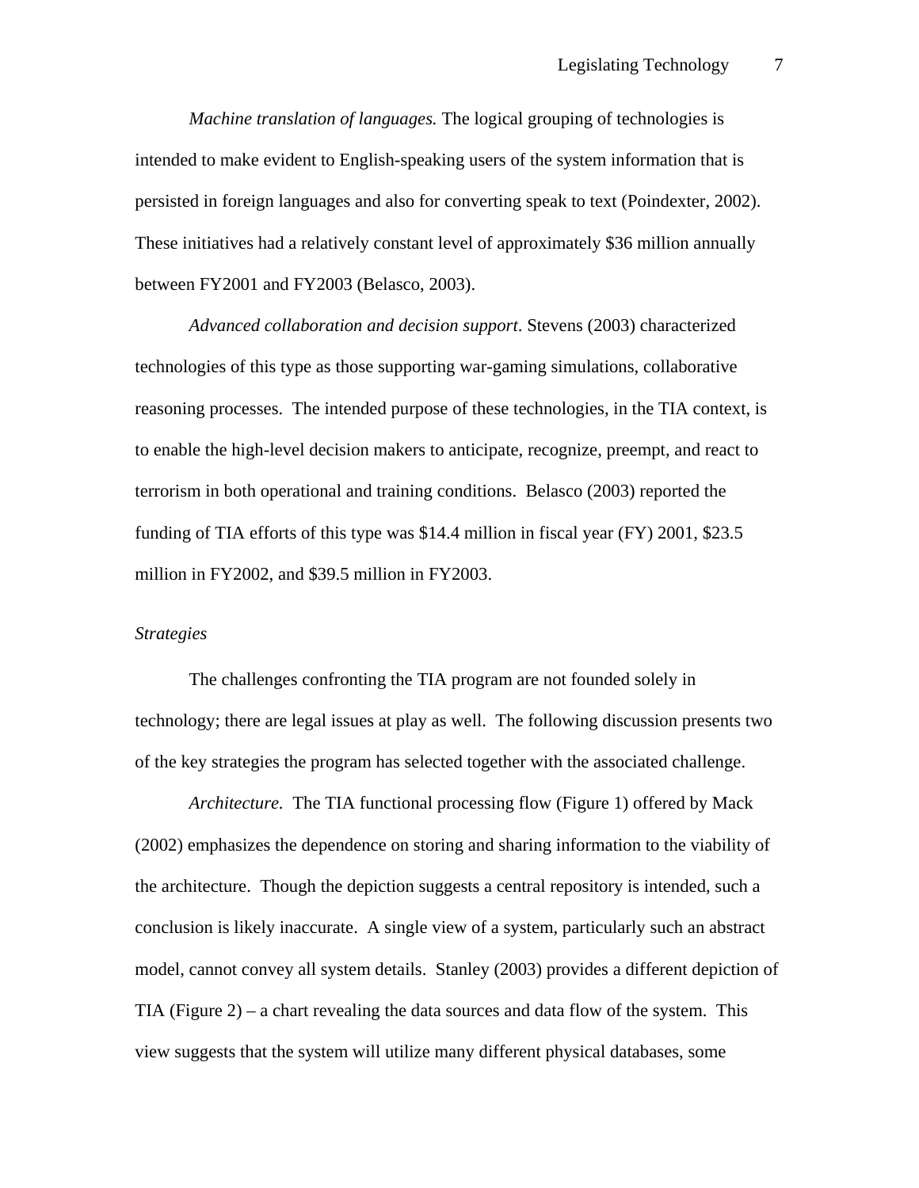*Machine translation of languages.* The logical grouping of technologies is intended to make evident to English-speaking users of the system information that is persisted in foreign languages and also for converting speak to text (Poindexter, 2002). These initiatives had a relatively constant level of approximately $36 million annually between FY2001 and FY2003 (Belasco, 2003).

*Advanced collaboration and decision support*. Stevens (2003) characterized technologies of this type as those supporting war-gaming simulations, collaborative reasoning processes. The intended purpose of these technologies, in the TIA context, is to enable the high-level decision makers to anticipate, recognize, preempt, and react to terrorism in both operational and training conditions. Belasco (2003) reported the funding of TIA efforts of this type was $14.4 million in fiscal year (FY) 2001, $23.5 million in FY2002, and $39.5 million in FY2003.

*Strategies*

The challenges confronting the TIA program are not founded solely in technology; there are legal issues at play as well. The following discussion presents two of the key strategies the program has selected together with the associated challenge.

*Architecture.* The TIA functional processing flow (Figure 1) offered by Mack (2002) emphasizes the dependence on storing and sharing information to the viability of the architecture. Though the depiction suggests a central repository is intended, such a conclusion is likely inaccurate. A single view of a system, particularly such an abstract model, cannot convey all system details. Stanley (2003) provides a different depiction of TIA (Figure 2) – a chart revealing the data sources and data flow of the system. This view suggests that the system will utilize many different physical databases, some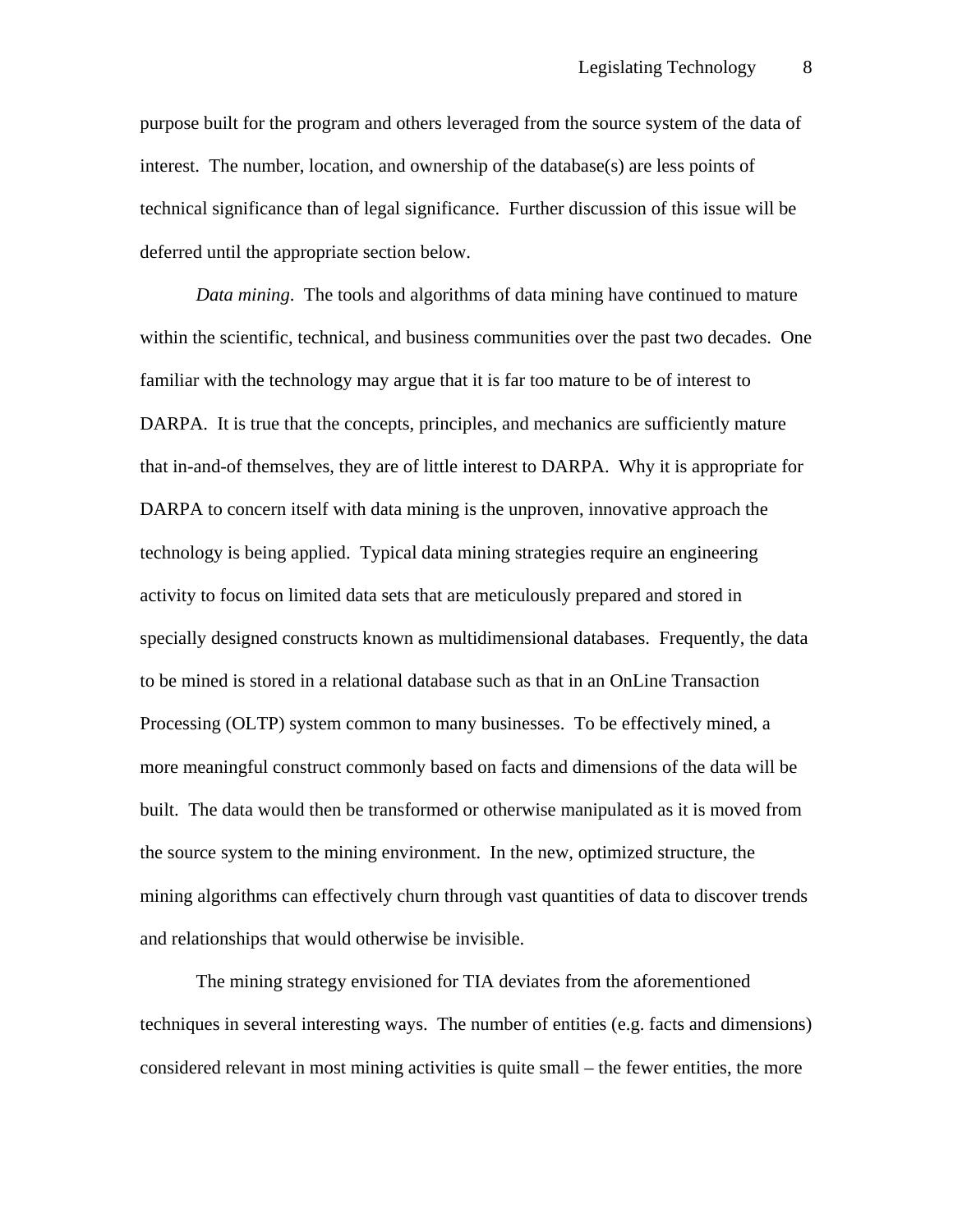purpose built for the program and others leveraged from the source system of the data of interest. The number, location, and ownership of the database(s) are less points of technical significance than of legal significance. Further discussion of this issue will be deferred until the appropriate section below.

*Data mining*. The tools and algorithms of data mining have continued to mature within the scientific, technical, and business communities over the past two decades. One familiar with the technology may argue that it is far too mature to be of interest to DARPA. It is true that the concepts, principles, and mechanics are sufficiently mature that in-and-of themselves, they are of little interest to DARPA. Why it is appropriate for DARPA to concern itself with data mining is the unproven, innovative approach the technology is being applied. Typical data mining strategies require an engineering activity to focus on limited data sets that are meticulously prepared and stored in specially designed constructs known as multidimensional databases. Frequently, the data to be mined is stored in a relational database such as that in an OnLine Transaction Processing (OLTP) system common to many businesses. To be effectively mined, a more meaningful construct commonly based on facts and dimensions of the data will be built. The data would then be transformed or otherwise manipulated as it is moved from the source system to the mining environment. In the new, optimized structure, the mining algorithms can effectively churn through vast quantities of data to discover trends and relationships that would otherwise be invisible.

The mining strategy envisioned for TIA deviates from the aforementioned techniques in several interesting ways. The number of entities (e.g. facts and dimensions) considered relevant in most mining activities is quite small – the fewer entities, the more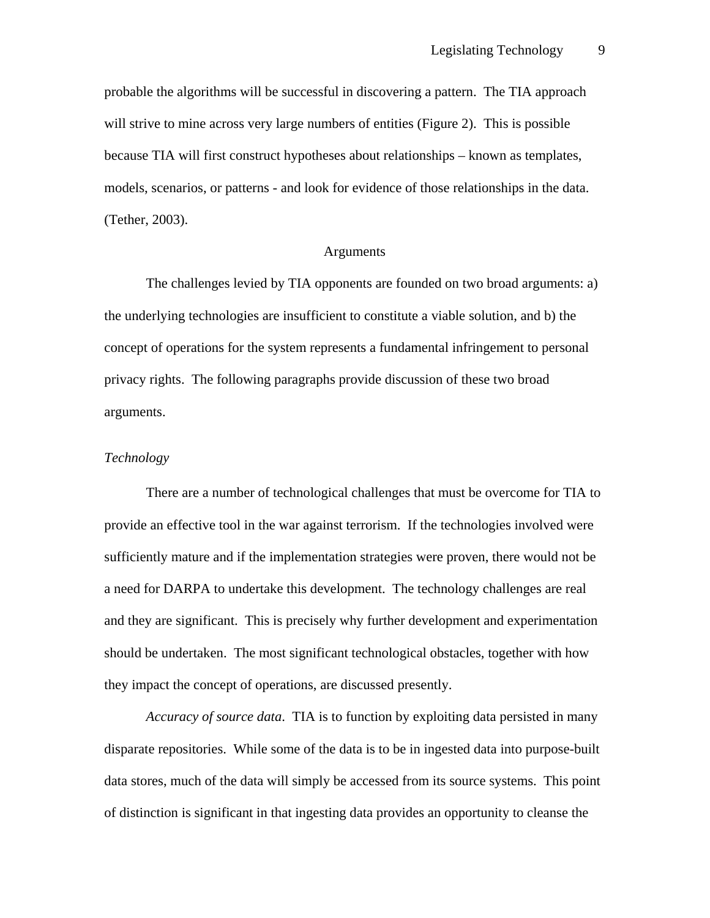probable the algorithms will be successful in discovering a pattern. The TIA approach will strive to mine across very large numbers of entities (Figure 2). This is possible because TIA will first construct hypotheses about relationships – known as templates, models, scenarios, or patterns - and look for evidence of those relationships in the data. (Tether, 2003).

## Arguments

The challenges levied by TIA opponents are founded on two broad arguments: a) the underlying technologies are insufficient to constitute a viable solution, and b) the concept of operations for the system represents a fundamental infringement to personal privacy rights. The following paragraphs provide discussion of these two broad arguments.

### *Technology*

There are a number of technological challenges that must be overcome for TIA to provide an effective tool in the war against terrorism. If the technologies involved were sufficiently mature and if the implementation strategies were proven, there would not be a need for DARPA to undertake this development. The technology challenges are real and they are significant. This is precisely why further development and experimentation should be undertaken. The most significant technological obstacles, together with how they impact the concept of operations, are discussed presently.

*Accuracy of source data*. TIA is to function by exploiting data persisted in many disparate repositories. While some of the data is to be in ingested data into purpose-built data stores, much of the data will simply be accessed from its source systems. This point of distinction is significant in that ingesting data provides an opportunity to cleanse the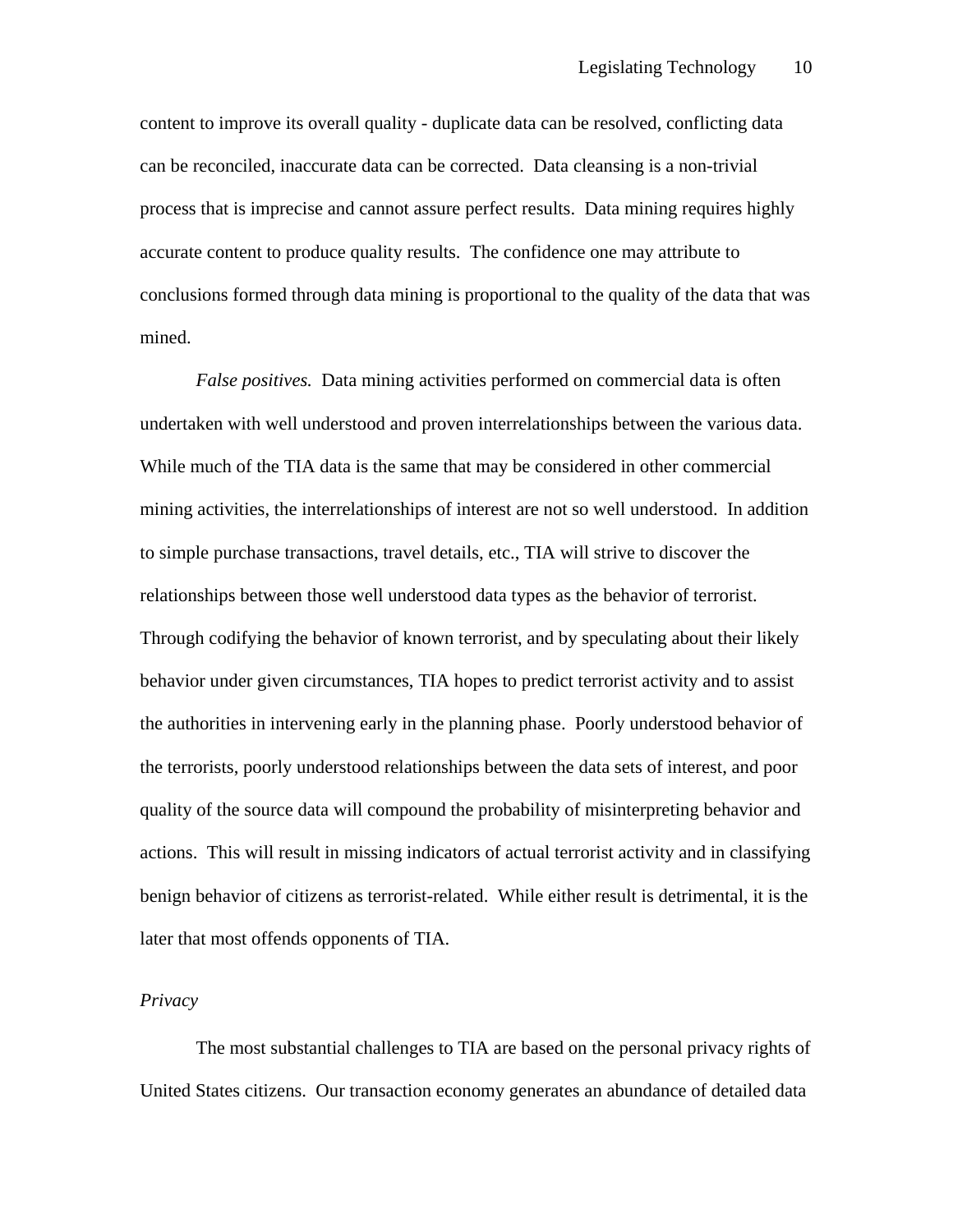content to improve its overall quality - duplicate data can be resolved, conflicting data can be reconciled, inaccurate data can be corrected. Data cleansing is a non-trivial process that is imprecise and cannot assure perfect results. Data mining requires highly accurate content to produce quality results. The confidence one may attribute to conclusions formed through data mining is proportional to the quality of the data that was mined.

*False positives.* Data mining activities performed on commercial data is often undertaken with well understood and proven interrelationships between the various data. While much of the TIA data is the same that may be considered in other commercial mining activities, the interrelationships of interest are not so well understood. In addition to simple purchase transactions, travel details, etc., TIA will strive to discover the relationships between those well understood data types as the behavior of terrorist. Through codifying the behavior of known terrorist, and by speculating about their likely behavior under given circumstances, TIA hopes to predict terrorist activity and to assist the authorities in intervening early in the planning phase. Poorly understood behavior of the terrorists, poorly understood relationships between the data sets of interest, and poor quality of the source data will compound the probability of misinterpreting behavior and actions. This will result in missing indicators of actual terrorist activity and in classifying benign behavior of citizens as terrorist-related. While either result is detrimental, it is the later that most offends opponents of TIA.

### *Privacy*

The most substantial challenges to TIA are based on the personal privacy rights of United States citizens. Our transaction economy generates an abundance of detailed data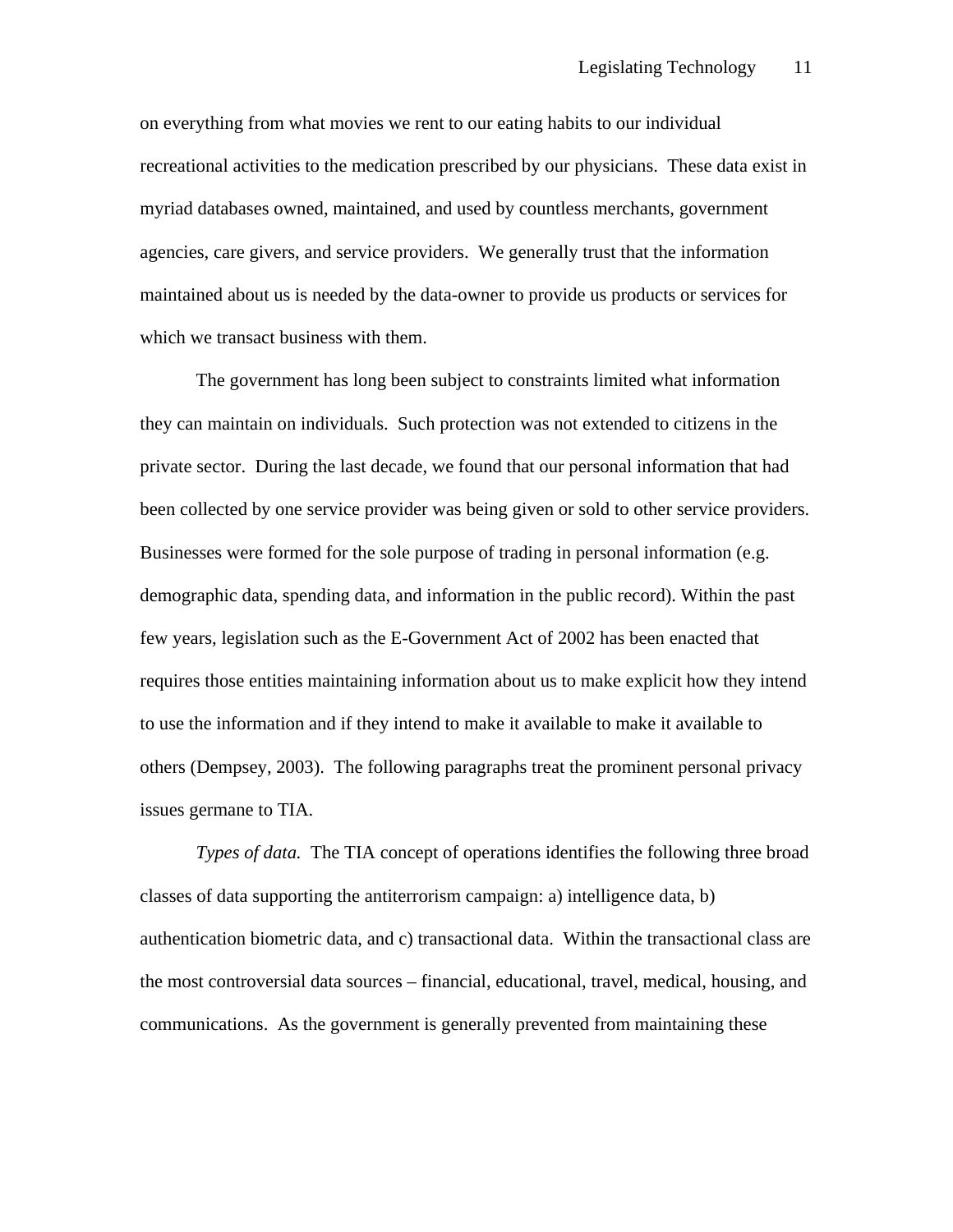on everything from what movies we rent to our eating habits to our individual recreational activities to the medication prescribed by our physicians. These data exist in myriad databases owned, maintained, and used by countless merchants, government agencies, care givers, and service providers. We generally trust that the information maintained about us is needed by the data-owner to provide us products or services for which we transact business with them.

The government has long been subject to constraints limited what information they can maintain on individuals. Such protection was not extended to citizens in the private sector. During the last decade, we found that our personal information that had been collected by one service provider was being given or sold to other service providers. Businesses were formed for the sole purpose of trading in personal information (e.g. demographic data, spending data, and information in the public record). Within the past few years, legislation such as the E-Government Act of 2002 has been enacted that requires those entities maintaining information about us to make explicit how they intend to use the information and if they intend to make it available to make it available to others (Dempsey, 2003). The following paragraphs treat the prominent personal privacy issues germane to TIA.

*Types of data.* The TIA concept of operations identifies the following three broad classes of data supporting the antiterrorism campaign: a) intelligence data, b) authentication biometric data, and c) transactional data. Within the transactional class are the most controversial data sources – financial, educational, travel, medical, housing, and communications. As the government is generally prevented from maintaining these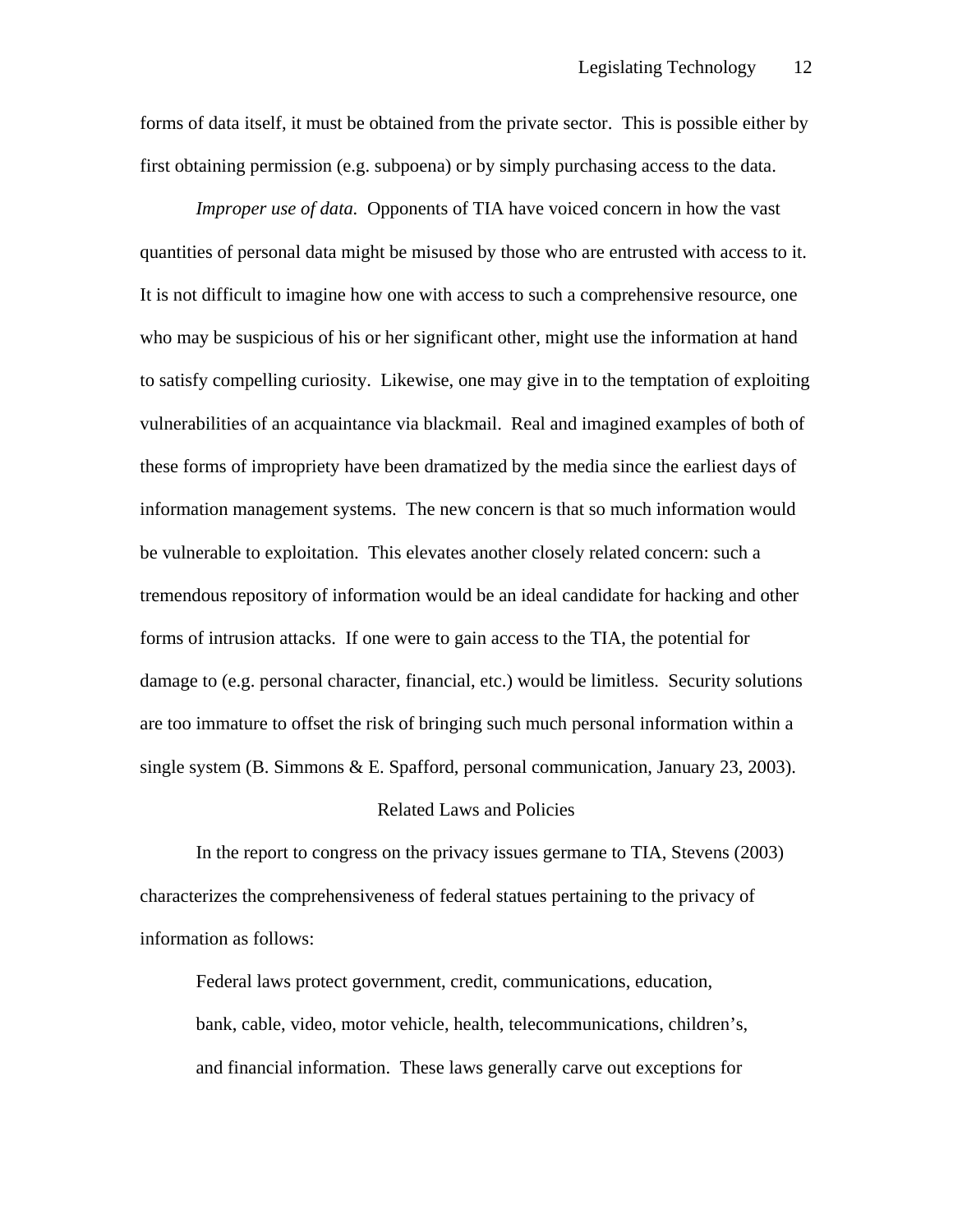forms of data itself, it must be obtained from the private sector. This is possible either by first obtaining permission (e.g. subpoena) or by simply purchasing access to the data.

*Improper use of data.* Opponents of TIA have voiced concern in how the vast quantities of personal data might be misused by those who are entrusted with access to it. It is not difficult to imagine how one with access to such a comprehensive resource, one who may be suspicious of his or her significant other, might use the information at hand to satisfy compelling curiosity. Likewise, one may give in to the temptation of exploiting vulnerabilities of an acquaintance via blackmail. Real and imagined examples of both of these forms of impropriety have been dramatized by the media since the earliest days of information management systems. The new concern is that so much information would be vulnerable to exploitation. This elevates another closely related concern: such a tremendous repository of information would be an ideal candidate for hacking and other forms of intrusion attacks. If one were to gain access to the TIA, the potential for damage to (e.g. personal character, financial, etc.) would be limitless. Security solutions are too immature to offset the risk of bringing such much personal information within a single system (B. Simmons & E. Spafford, personal communication, January 23, 2003).

## Related Laws and Policies

In the report to congress on the privacy issues germane to TIA, Stevens (2003) characterizes the comprehensiveness of federal statues pertaining to the privacy of information as follows:

> Federal laws protect government, credit, communications, education, bank, cable, video, motor vehicle, health, telecommunications, children's, and financial information. These laws generally carve out exceptions for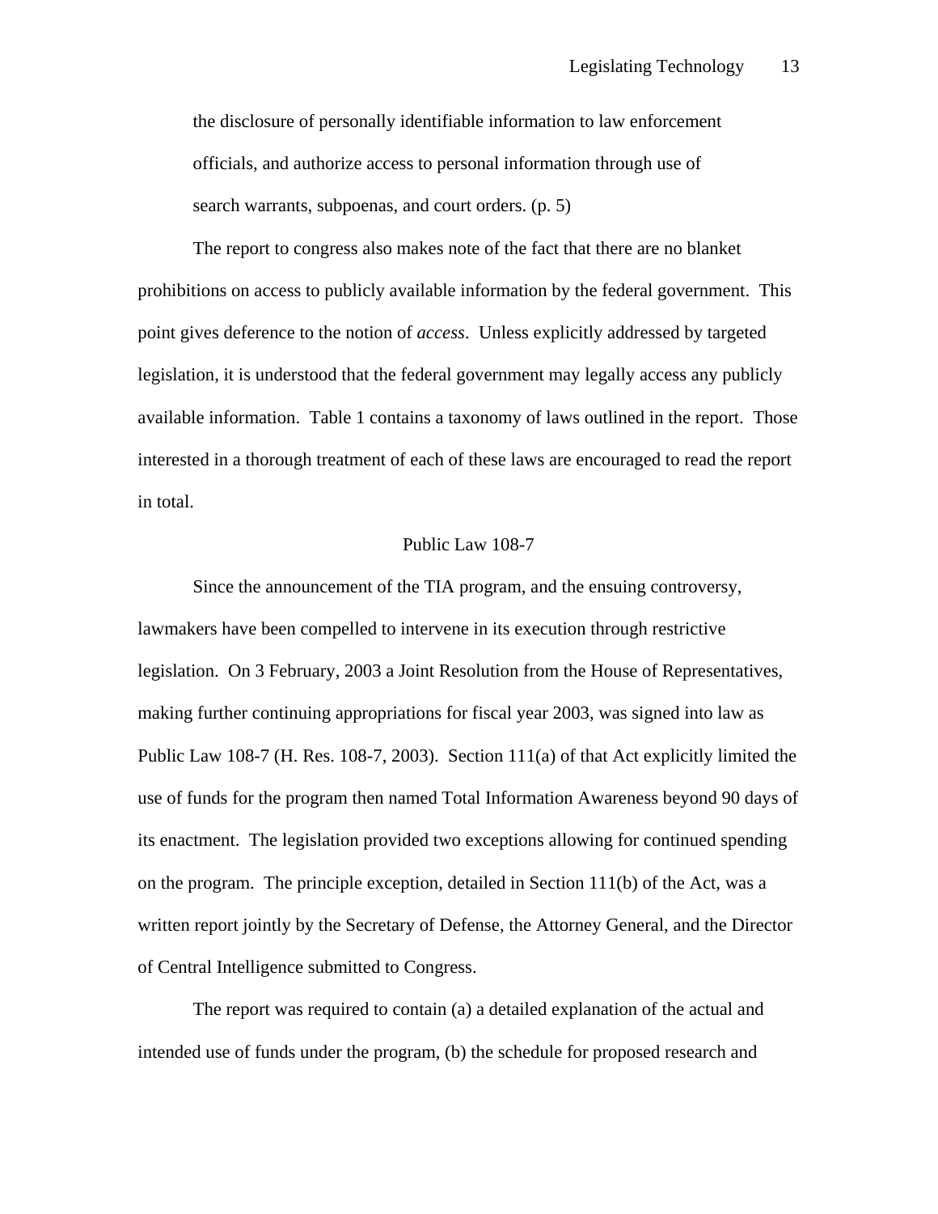> the disclosure of personally identifiable information to law enforcement officials, and authorize access to personal information through use of search warrants, subpoenas, and court orders. (p. 5)

The report to congress also makes note of the fact that there are no blanket prohibitions on access to publicly available information by the federal government. This point gives deference to the notion of *access*. Unless explicitly addressed by targeted legislation, it is understood that the federal government may legally access any publicly available information. Table 1 contains a taxonomy of laws outlined in the report. Those interested in a thorough treatment of each of these laws are encouraged to read the report in total.

## Public Law 108-7

Since the announcement of the TIA program, and the ensuing controversy, lawmakers have been compelled to intervene in its execution through restrictive legislation. On 3 February, 2003 a Joint Resolution from the House of Representatives, making further continuing appropriations for fiscal year 2003, was signed into law as Public Law 108-7 (H. Res. 108-7, 2003). Section 111(a) of that Act explicitly limited the use of funds for the program then named Total Information Awareness beyond 90 days of its enactment. The legislation provided two exceptions allowing for continued spending on the program. The principle exception, detailed in Section 111(b) of the Act, was a written report jointly by the Secretary of Defense, the Attorney General, and the Director of Central Intelligence submitted to Congress.

The report was required to contain (a) a detailed explanation of the actual and intended use of funds under the program, (b) the schedule for proposed research and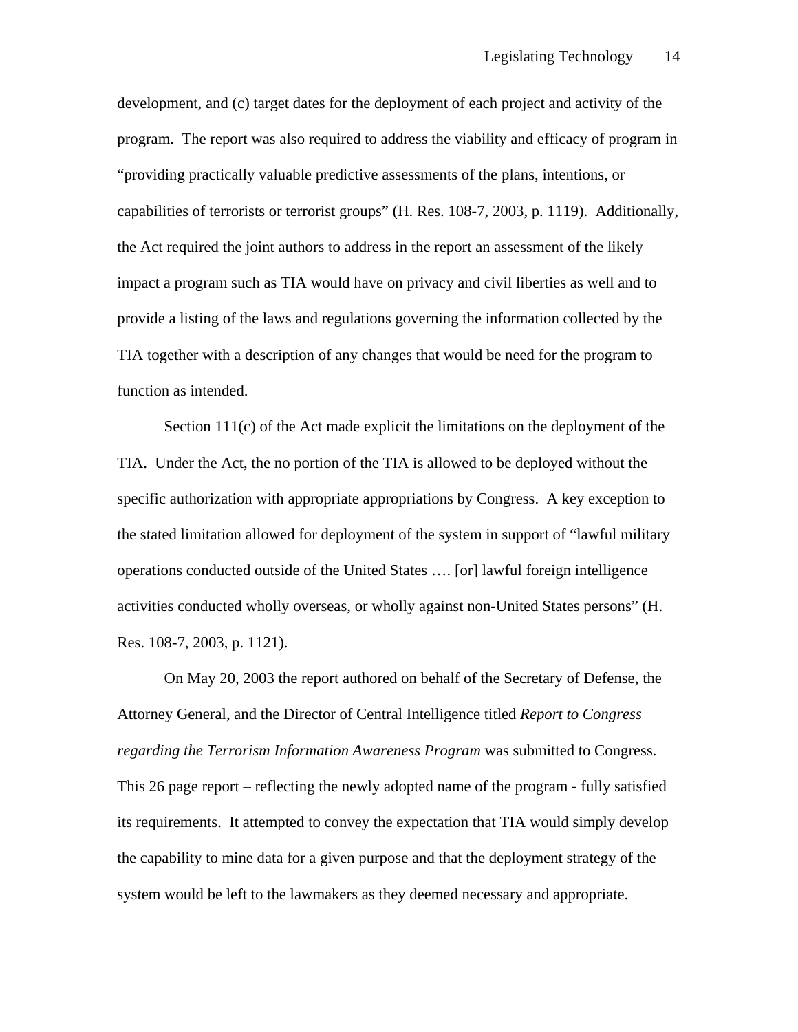development, and (c) target dates for the deployment of each project and activity of the program. The report was also required to address the viability and efficacy of program in "providing practically valuable predictive assessments of the plans, intentions, or capabilities of terrorists or terrorist groups" (H. Res. 108-7, 2003, p. 1119). Additionally, the Act required the joint authors to address in the report an assessment of the likely impact a program such as TIA would have on privacy and civil liberties as well and to provide a listing of the laws and regulations governing the information collected by the TIA together with a description of any changes that would be need for the program to function as intended.

Section 111(c) of the Act made explicit the limitations on the deployment of the TIA. Under the Act, the no portion of the TIA is allowed to be deployed without the specific authorization with appropriate appropriations by Congress. A key exception to the stated limitation allowed for deployment of the system in support of "lawful military operations conducted outside of the United States …. [or] lawful foreign intelligence activities conducted wholly overseas, or wholly against non-United States persons" (H. Res. 108-7, 2003, p. 1121).

On May 20, 2003 the report authored on behalf of the Secretary of Defense, the Attorney General, and the Director of Central Intelligence titled *Report to Congress regarding the Terrorism Information Awareness Program* was submitted to Congress. This 26 page report – reflecting the newly adopted name of the program - fully satisfied its requirements. It attempted to convey the expectation that TIA would simply develop the capability to mine data for a given purpose and that the deployment strategy of the system would be left to the lawmakers as they deemed necessary and appropriate.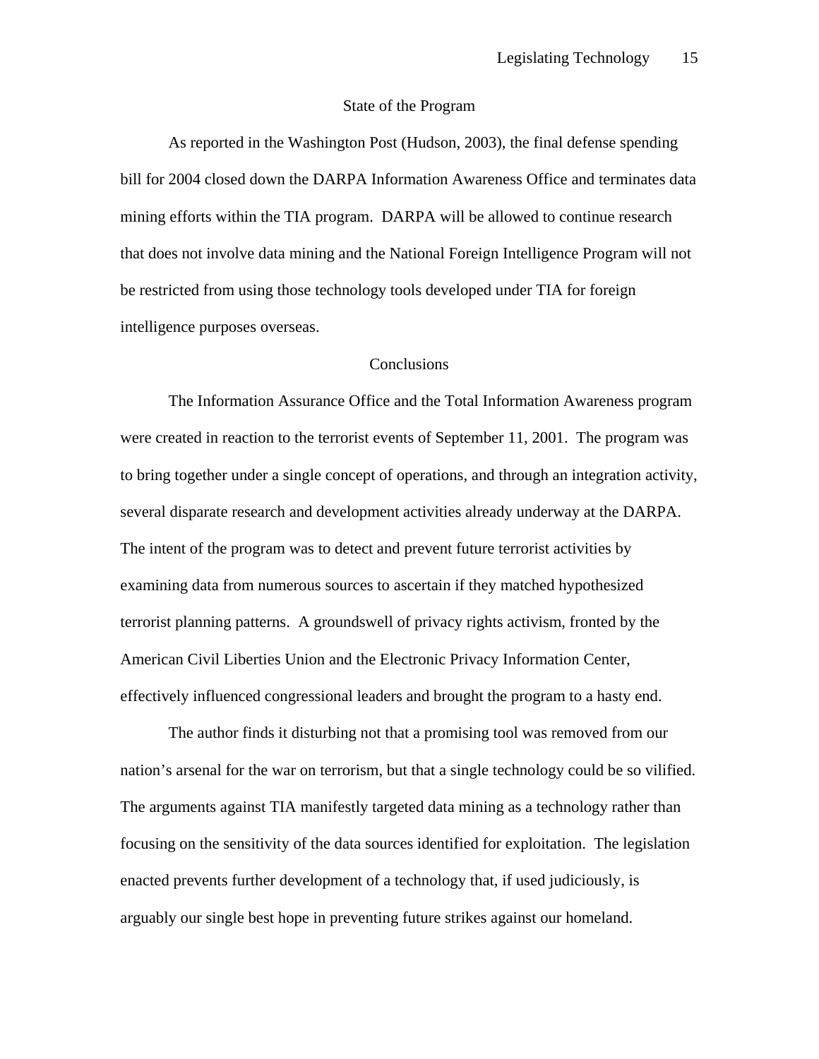## State of the Program

As reported in the Washington Post (Hudson, 2003), the final defense spending bill for 2004 closed down the DARPA Information Awareness Office and terminates data mining efforts within the TIA program. DARPA will be allowed to continue research that does not involve data mining and the National Foreign Intelligence Program will not be restricted from using those technology tools developed under TIA for foreign intelligence purposes overseas.

## Conclusions

The Information Assurance Office and the Total Information Awareness program were created in reaction to the terrorist events of September 11, 2001. The program was to bring together under a single concept of operations, and through an integration activity, several disparate research and development activities already underway at the DARPA. The intent of the program was to detect and prevent future terrorist activities by examining data from numerous sources to ascertain if they matched hypothesized terrorist planning patterns. A groundswell of privacy rights activism, fronted by the American Civil Liberties Union and the Electronic Privacy Information Center, effectively influenced congressional leaders and brought the program to a hasty end.

The author finds it disturbing not that a promising tool was removed from our nation's arsenal for the war on terrorism, but that a single technology could be so vilified. The arguments against TIA manifestly targeted data mining as a technology rather than focusing on the sensitivity of the data sources identified for exploitation. The legislation enacted prevents further development of a technology that, if used judiciously, is arguably our single best hope in preventing future strikes against our homeland.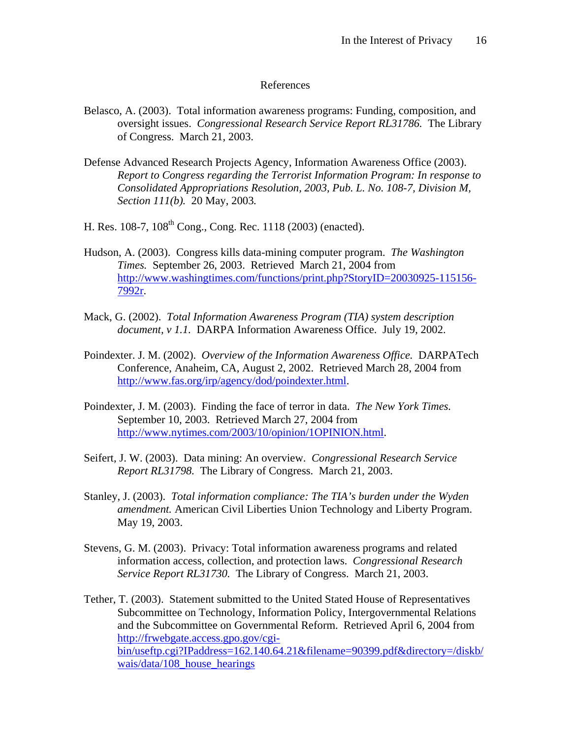# References

Belasco, A. (2003). Total information awareness programs: Funding, composition, and oversight issues. *Congressional Research Service Report RL31786.* The Library of Congress. March 21, 2003.

Defense Advanced Research Projects Agency, Information Awareness Office (2003). *Report to Congress regarding the Terrorist Information Program: In response to Consolidated Appropriations Resolution, 2003, Pub. L. No. 108-7, Division M, Section 111(b).* 20 May, 2003.

H. Res. 108-7, 108th Cong., Cong. Rec. 1118 (2003) (enacted).

Hudson, A. (2003). Congress kills data-mining computer program. *The Washington Times.* September 26, 2003. Retrieved March 21, 2004 from http://www.washingtimes.com/functions/print.php?StoryID=20030925-115156-7992r.

Mack, G. (2002). *Total Information Awareness Program (TIA) system description document, v 1.1.* DARPA Information Awareness Office. July 19, 2002.

Poindexter. J. M. (2002). *Overview of the Information Awareness Office.* DARPATech Conference, Anaheim, CA, August 2, 2002. Retrieved March 28, 2004 from http://www.fas.org/irp/agency/dod/poindexter.html.

Poindexter, J. M. (2003). Finding the face of terror in data. *The New York Times.* September 10, 2003. Retrieved March 27, 2004 from http://www.nytimes.com/2003/10/opinion/1OPINION.html.

Seifert, J. W. (2003). Data mining: An overview. *Congressional Research Service Report RL31798.* The Library of Congress. March 21, 2003.

Stanley, J. (2003). *Total information compliance: The TIA's burden under the Wyden amendment.* American Civil Liberties Union Technology and Liberty Program. May 19, 2003.

Stevens, G. M. (2003). Privacy: Total information awareness programs and related information access, collection, and protection laws. *Congressional Research Service Report RL31730.* The Library of Congress. March 21, 2003.

Tether, T. (2003). Statement submitted to the United Stated House of Representatives Subcommittee on Technology, Information Policy, Intergovernmental Relations and the Subcommittee on Governmental Reform. Retrieved April 6, 2004 from http://frwebgate.access.gpo.gov/cgi-bin/useftp.cgi?IPaddress=162.140.64.21&filename=90399.pdf&directory=/diskb/wais/data/108_house_hearings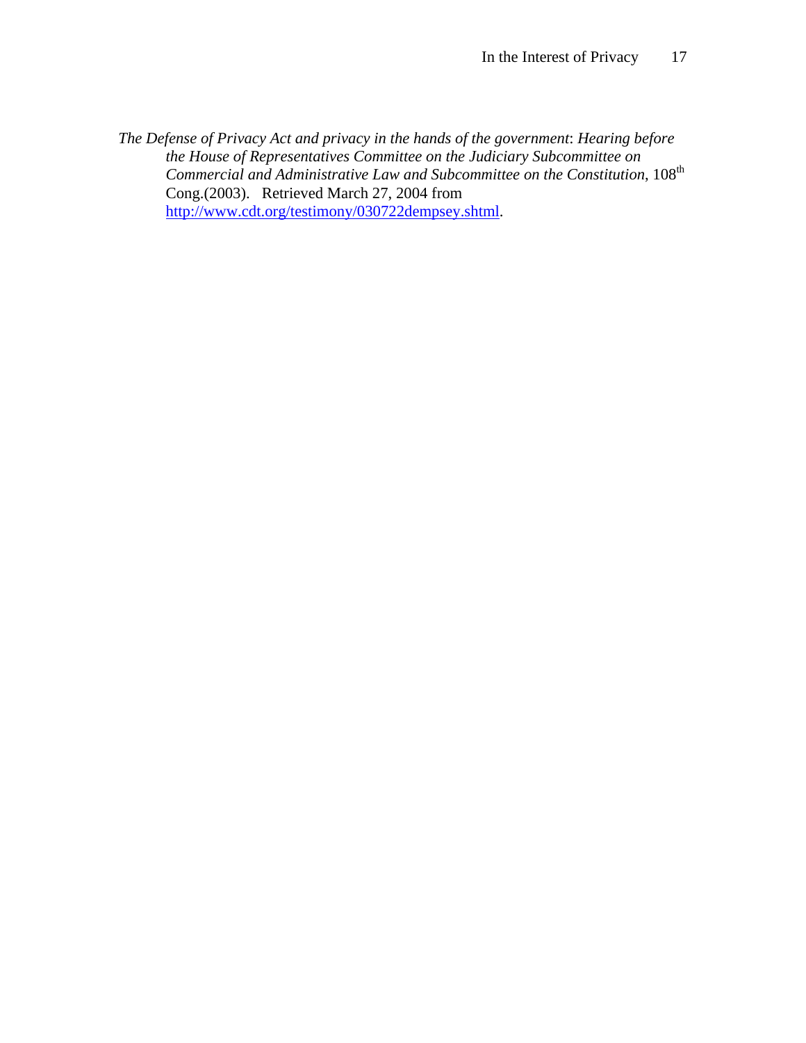*The Defense of Privacy Act and privacy in the hands of the government*: *Hearing before the House of Representatives Committee on the Judiciary Subcommittee on Commercial and Administrative Law and Subcommittee on the Constitution*, 108th Cong.(2003). Retrieved March 27, 2004 from http://www.cdt.org/testimony/030722dempsey.shtml.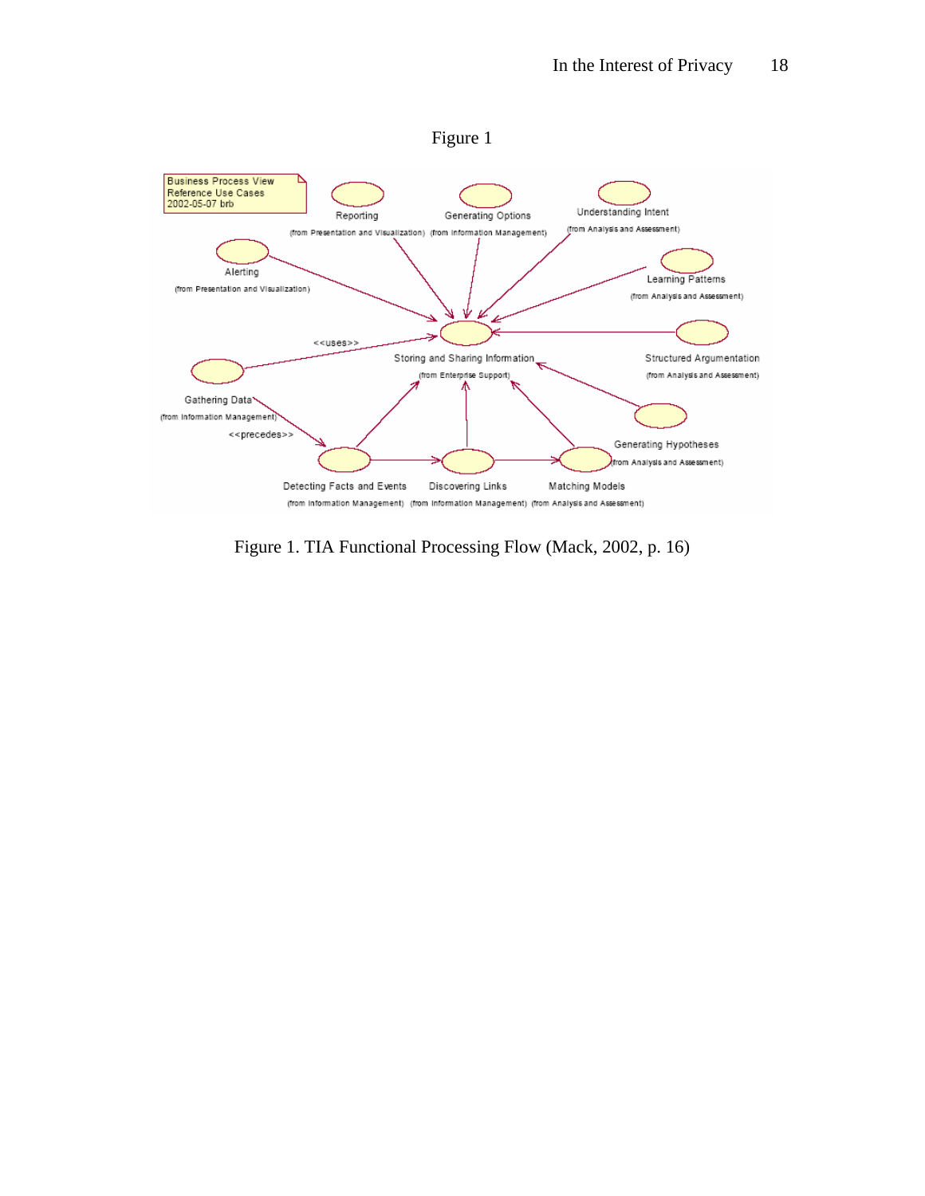Figure 1

Business Process View
Reference Use Cases
2002-05-07 brb

Reporting
(from Presentation and Visualization)

Generating Options
(from Information Management)

Understanding Intent
(from Analysis and Assessment)

Alerting
(from Presentation and Visualization)

Learning Patterns
(from Analysis and Assessment)

<<uses>>

Storing and Sharing Information
(from Enterprise Support)

Structured Argumentation
(from Analysis and Assessment)

Gathering Data
(from Information Management)

<<precedes>>

Generating Hypotheses
(from Analysis and Assessment)

Detecting Facts and Events
(from Information Management)

Discovering Links
(from Information Management)

Matching Models
(from Analysis and Assessment)

Figure 1. TIA Functional Processing Flow (Mack, 2002, p. 16)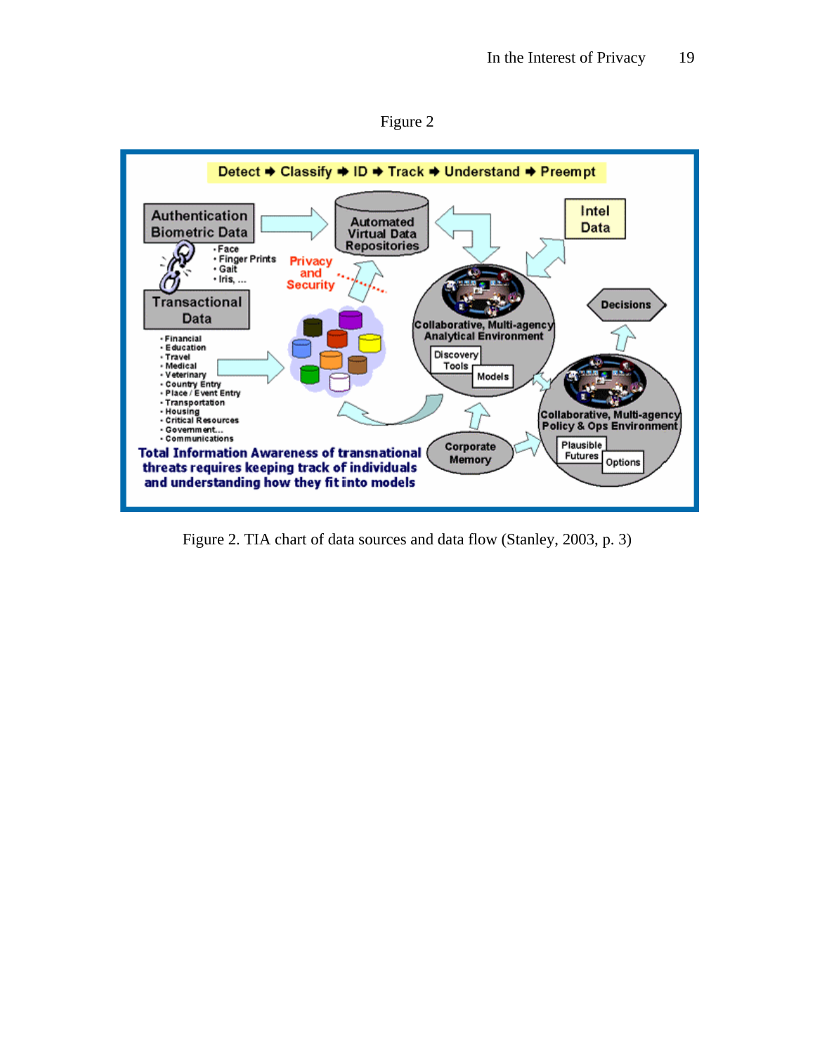Figure 2

Figure 2. TIA chart of data sources and data flow (Stanley, 2003, p. 3)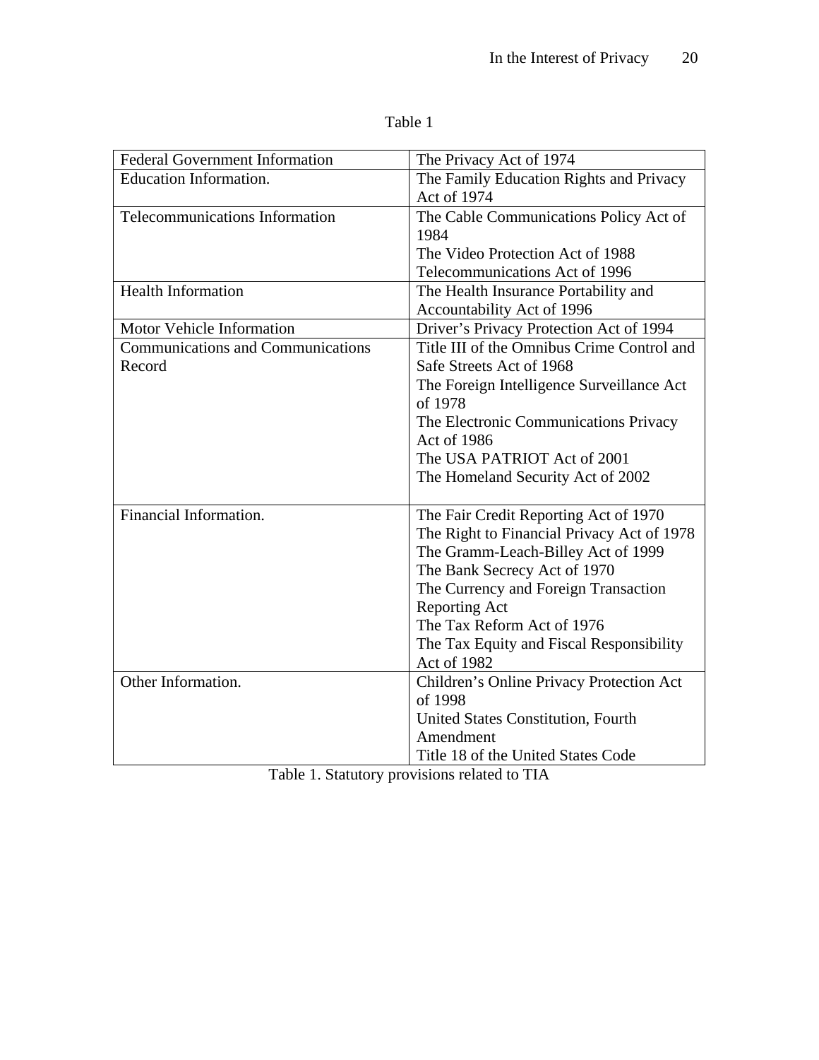Table 1

| | |
|---|---|
| Federal Government Information | The Privacy Act of 1974 |
| Education Information. | The Family Education Rights and Privacy Act of 1974 |
| Telecommunications Information | The Cable Communications Policy Act of 1984<br>The Video Protection Act of 1988<br>Telecommunications Act of 1996 |
| Health Information | The Health Insurance Portability and Accountability Act of 1996 |
| Motor Vehicle Information | Driver's Privacy Protection Act of 1994 |
| Communications and Communications Record | Title III of the Omnibus Crime Control and Safe Streets Act of 1968<br>The Foreign Intelligence Surveillance Act of 1978<br>The Electronic Communications Privacy Act of 1986<br>The USA PATRIOT Act of 2001<br>The Homeland Security Act of 2002 |
| Financial Information. | The Fair Credit Reporting Act of 1970<br>The Right to Financial Privacy Act of 1978<br>The Gramm-Leach-Billey Act of 1999<br>The Bank Secrecy Act of 1970<br>The Currency and Foreign Transaction Reporting Act<br>The Tax Reform Act of 1976<br>The Tax Equity and Fiscal Responsibility Act of 1982 |
| Other Information. | Children's Online Privacy Protection Act of 1998<br>United States Constitution, Fourth Amendment<br>Title 18 of the United States Code |

Table 1. Statutory provisions related to TIA